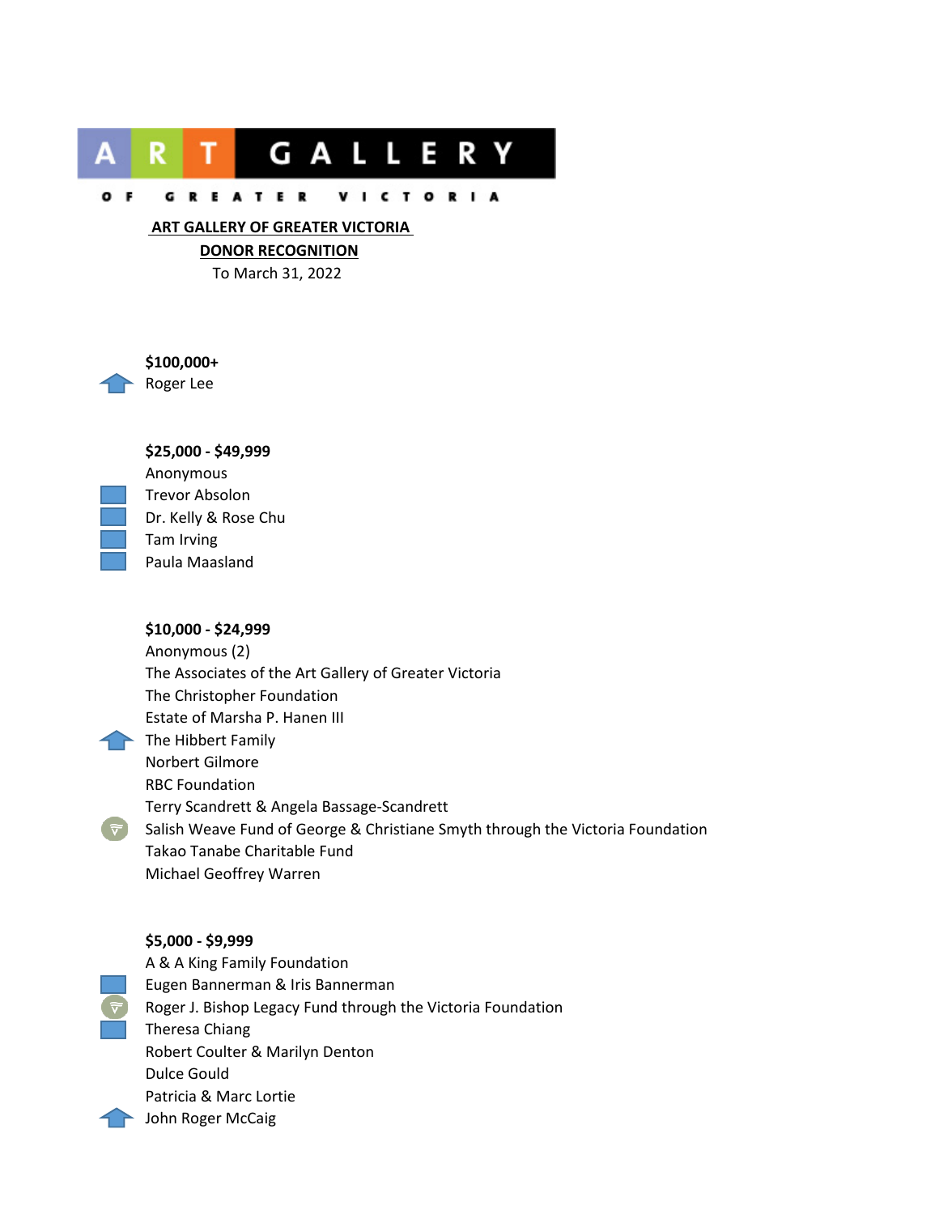ART GALLERY OF GREATER VICTORIA

# ART GALLERY OF GREATER VICTORIA

## DONOR RECOGNITION

To March 31, 2022

**$100,000+**

Roger Lee

**$25,000 - $49,999**

Anonymous

Trevor Absolon

Dr. Kelly & Rose Chu

Tam Irving

Paula Maasland

**$10,000 - $24,999**

Anonymous (2)

The Associates of the Art Gallery of Greater Victoria

The Christopher Foundation

Estate of Marsha P. Hanen III

The Hibbert Family

Norbert Gilmore

RBC Foundation

Terry Scandrett & Angela Bassage-Scandrett

Salish Weave Fund of George & Christiane Smyth through the Victoria Foundation

Takao Tanabe Charitable Fund

Michael Geoffrey Warren

**$5,000 - $9,999**

A & A King Family Foundation

Eugen Bannerman & Iris Bannerman

Roger J. Bishop Legacy Fund through the Victoria Foundation

Theresa Chiang

Robert Coulter & Marilyn Denton

Dulce Gould

Patricia & Marc Lortie

John Roger McCaig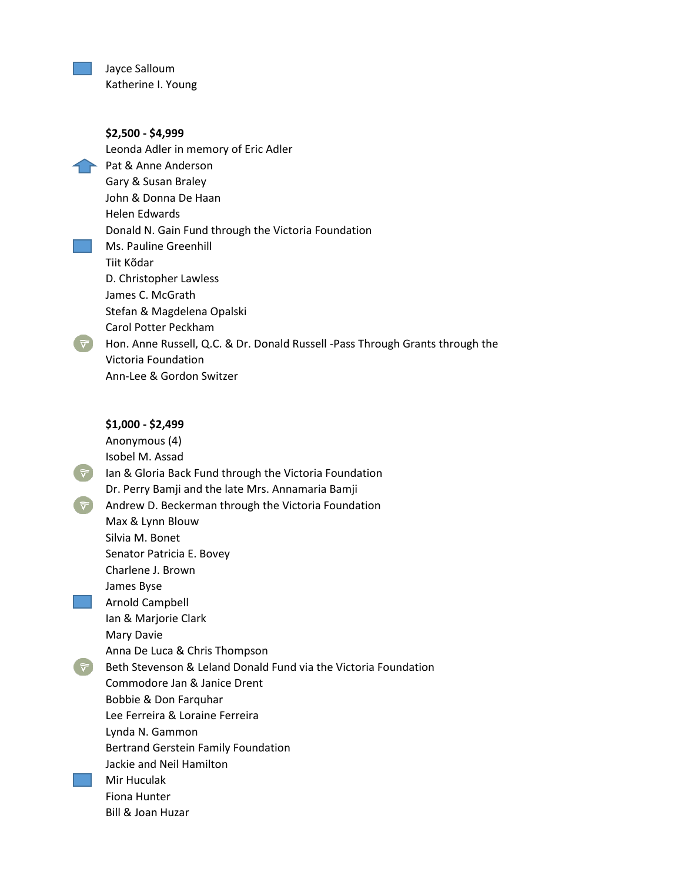Jayce Salloum
Katherine I. Young

**$2,500 - $4,999**

Leonda Adler in memory of Eric Adler
Pat & Anne Anderson
Gary & Susan Braley
John & Donna De Haan
Helen Edwards
Donald N. Gain Fund through the Victoria Foundation
Ms. Pauline Greenhill
Tiit Kõdar
D. Christopher Lawless
James C. McGrath
Stefan & Magdelena Opalski
Carol Potter Peckham
Hon. Anne Russell, Q.C. & Dr. Donald Russell -Pass Through Grants through the Victoria Foundation
Ann-Lee & Gordon Switzer

**$1,000 - $2,499**

Anonymous (4)
Isobel M. Assad
Ian & Gloria Back Fund through the Victoria Foundation
Dr. Perry Bamji and the late Mrs. Annamaria Bamji
Andrew D. Beckerman through the Victoria Foundation
Max & Lynn Blouw
Silvia M. Bonet
Senator Patricia E. Bovey
Charlene J. Brown
James Byse
Arnold Campbell
Ian & Marjorie Clark
Mary Davie
Anna De Luca & Chris Thompson
Beth Stevenson & Leland Donald Fund via the Victoria Foundation
Commodore Jan & Janice Drent
Bobbie & Don Farquhar
Lee Ferreira & Loraine Ferreira
Lynda N. Gammon
Bertrand Gerstein Family Foundation
Jackie and Neil Hamilton
Mir Huculak
Fiona Hunter
Bill & Joan Huzar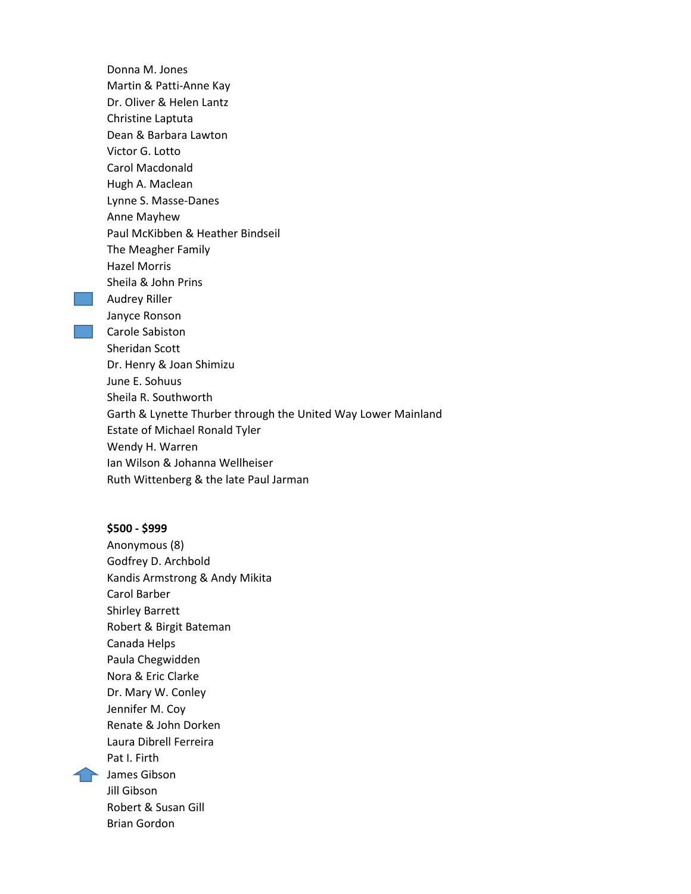Donna M. Jones
Martin & Patti-Anne Kay
Dr. Oliver & Helen Lantz
Christine Laptuta
Dean & Barbara Lawton
Victor G. Lotto
Carol Macdonald
Hugh A. Maclean
Lynne S. Masse-Danes
Anne Mayhew
Paul McKibben & Heather Bindseil
The Meagher Family
Hazel Morris
Sheila & John Prins
Audrey Riller
Janyce Ronson
Carole Sabiston
Sheridan Scott
Dr. Henry & Joan Shimizu
June E. Sohuus
Sheila R. Southworth
Garth & Lynette Thurber through the United Way Lower Mainland
Estate of Michael Ronald Tyler
Wendy H. Warren
Ian Wilson & Johanna Wellheiser
Ruth Wittenberg & the late Paul Jarman

**$500 - $999**

Anonymous (8)
Godfrey D. Archbold
Kandis Armstrong & Andy Mikita
Carol Barber
Shirley Barrett
Robert & Birgit Bateman
Canada Helps
Paula Chegwidden
Nora & Eric Clarke
Dr. Mary W. Conley
Jennifer M. Coy
Renate & John Dorken
Laura Dibrell Ferreira
Pat I. Firth
James Gibson
Jill Gibson
Robert & Susan Gill
Brian Gordon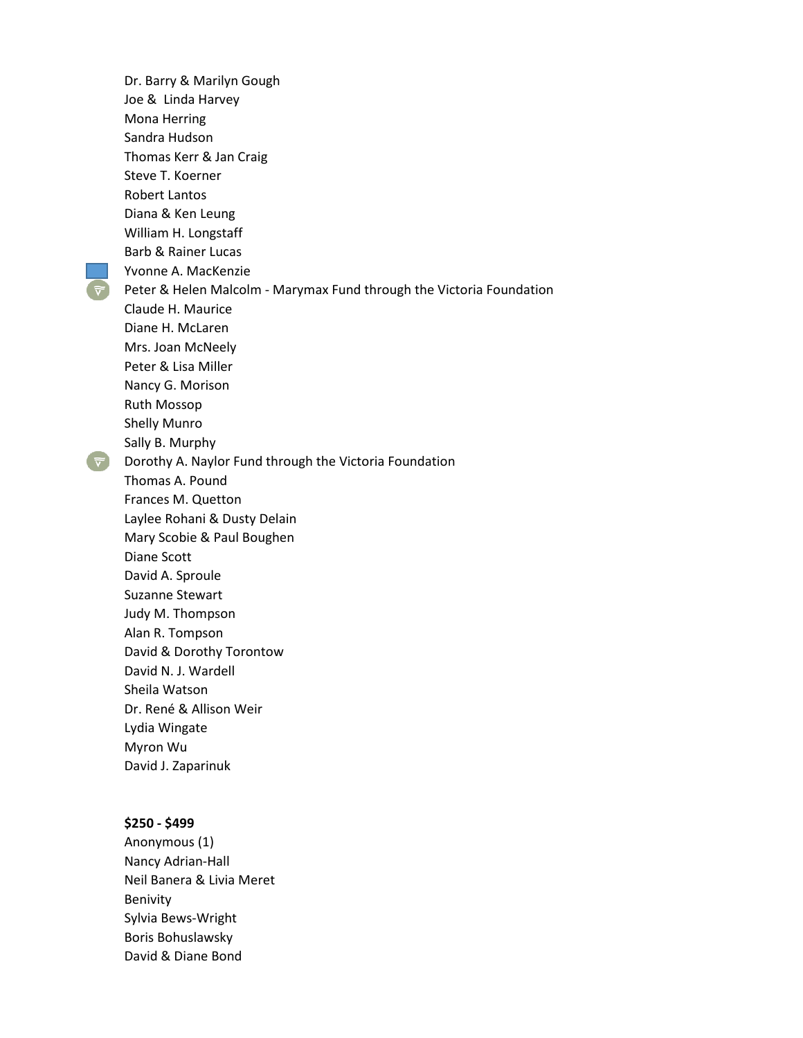Dr. Barry & Marilyn Gough
Joe &  Linda Harvey
Mona Herring
Sandra Hudson
Thomas Kerr & Jan Craig
Steve T. Koerner
Robert Lantos
Diana & Ken Leung
William H. Longstaff
Barb & Rainer Lucas
Yvonne A. MacKenzie
Peter & Helen Malcolm - Marymax Fund through the Victoria Foundation
Claude H. Maurice
Diane H. McLaren
Mrs. Joan McNeely
Peter & Lisa Miller
Nancy G. Morison
Ruth Mossop
Shelly Munro
Sally B. Murphy
Dorothy A. Naylor Fund through the Victoria Foundation
Thomas A. Pound
Frances M. Quetton
Laylee Rohani & Dusty Delain
Mary Scobie & Paul Boughen
Diane Scott
David A. Sproule
Suzanne Stewart
Judy M. Thompson
Alan R. Tompson
David & Dorothy Torontow
David N. J. Wardell
Sheila Watson
Dr. René & Allison Weir
Lydia Wingate
Myron Wu
David J. Zaparinuk

**$250 - $499**
Anonymous (1)
Nancy Adrian-Hall
Neil Banera & Livia Meret
Benivity
Sylvia Bews-Wright
Boris Bohuslawsky
David & Diane Bond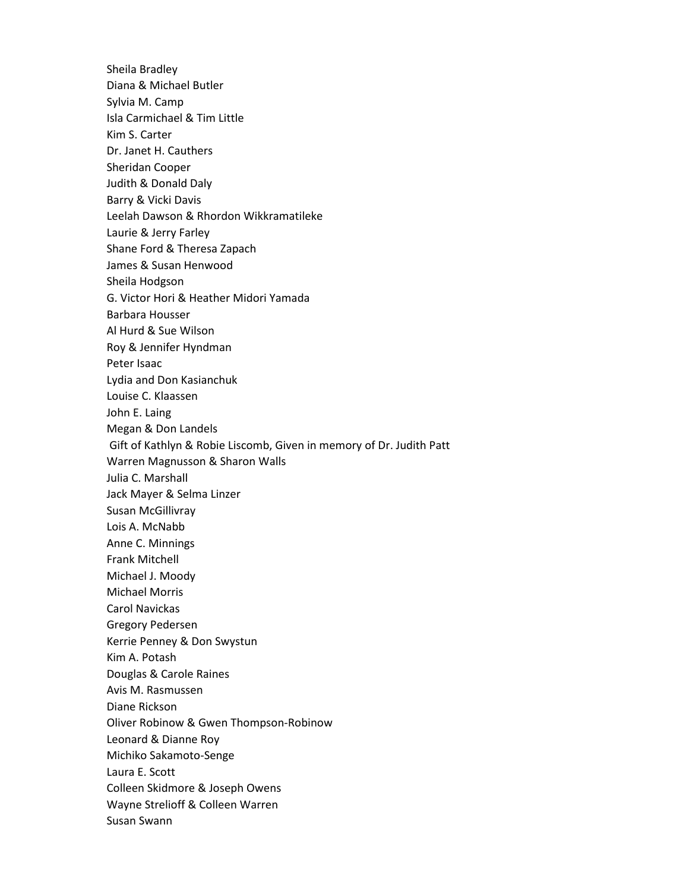Sheila Bradley

Diana & Michael Butler

Sylvia M. Camp

Isla Carmichael & Tim Little

Kim S. Carter

Dr. Janet H. Cauthers

Sheridan Cooper

Judith & Donald Daly

Barry & Vicki Davis

Leelah Dawson & Rhordon Wikkramatileke

Laurie & Jerry Farley

Shane Ford & Theresa Zapach

James & Susan Henwood

Sheila Hodgson

G. Victor Hori & Heather Midori Yamada

Barbara Housser

Al Hurd & Sue Wilson

Roy & Jennifer Hyndman

Peter Isaac

Lydia and Don Kasianchuk

Louise C. Klaassen

John E. Laing

Megan & Don Landels

Gift of Kathlyn & Robie Liscomb, Given in memory of Dr. Judith Patt

Warren Magnusson & Sharon Walls

Julia C. Marshall

Jack Mayer & Selma Linzer

Susan McGillivray

Lois A. McNabb

Anne C. Minnings

Frank Mitchell

Michael J. Moody

Michael Morris

Carol Navickas

Gregory Pedersen

Kerrie Penney & Don Swystun

Kim A. Potash

Douglas & Carole Raines

Avis M. Rasmussen

Diane Rickson

Oliver Robinow & Gwen Thompson-Robinow

Leonard & Dianne Roy

Michiko Sakamoto-Senge

Laura E. Scott

Colleen Skidmore & Joseph Owens

Wayne Strelioff & Colleen Warren

Susan Swann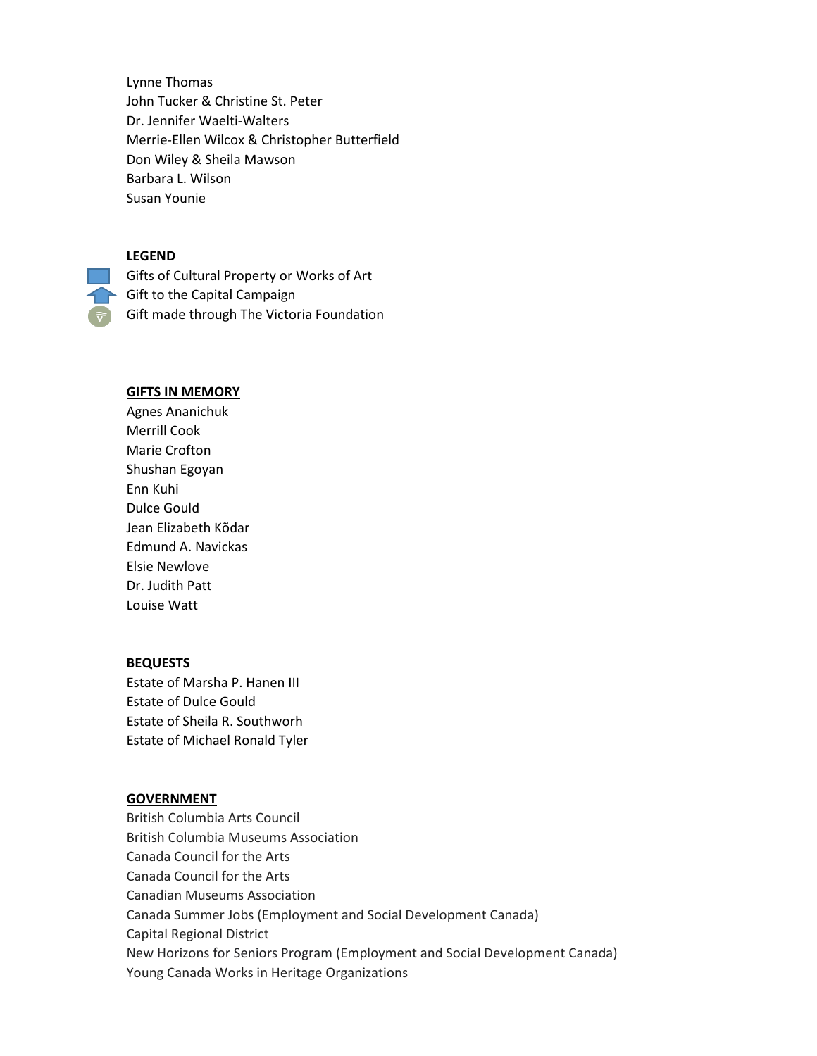Lynne Thomas
John Tucker & Christine St. Peter
Dr. Jennifer Waelti-Walters
Merrie-Ellen Wilcox & Christopher Butterfield
Don Wiley & Sheila Mawson
Barbara L. Wilson
Susan Younie

**LEGEND**

Gifts of Cultural Property or Works of Art
Gift to the Capital Campaign
Gift made through The Victoria Foundation

## GIFTS IN MEMORY

Agnes Ananichuk
Merrill Cook
Marie Crofton
Shushan Egoyan
Enn Kuhi
Dulce Gould
Jean Elizabeth Kõdar
Edmund A. Navickas
Elsie Newlove
Dr. Judith Patt
Louise Watt

## BEQUESTS

Estate of Marsha P. Hanen III
Estate of Dulce Gould
Estate of Sheila R. Southworh
Estate of Michael Ronald Tyler

## GOVERNMENT

British Columbia Arts Council
British Columbia Museums Association
Canada Council for the Arts
Canada Council for the Arts
Canadian Museums Association
Canada Summer Jobs (Employment and Social Development Canada)
Capital Regional District
New Horizons for Seniors Program (Employment and Social Development Canada)
Young Canada Works in Heritage Organizations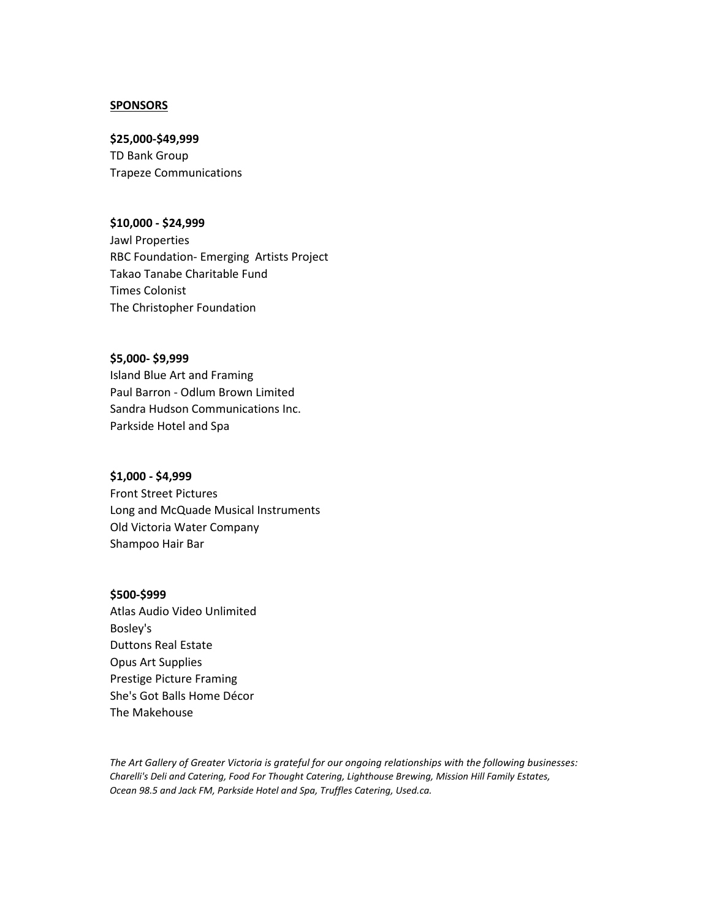## SPONSORS

**$25,000-$49,999**

TD Bank Group
Trapeze Communications

**$10,000 - $24,999**

Jawl Properties
RBC Foundation- Emerging Artists Project
Takao Tanabe Charitable Fund
Times Colonist
The Christopher Foundation

**$5,000- $9,999**

Island Blue Art and Framing
Paul Barron - Odlum Brown Limited
Sandra Hudson Communications Inc.
Parkside Hotel and Spa

**$1,000 - $4,999**

Front Street Pictures
Long and McQuade Musical Instruments
Old Victoria Water Company
Shampoo Hair Bar

**$500-$999**

Atlas Audio Video Unlimited
Bosley's
Duttons Real Estate
Opus Art Supplies
Prestige Picture Framing
She's Got Balls Home Décor
The Makehouse

*The Art Gallery of Greater Victoria is grateful for our ongoing relationships with the following businesses: Charelli's Deli and Catering, Food For Thought Catering, Lighthouse Brewing, Mission Hill Family Estates, Ocean 98.5 and Jack FM, Parkside Hotel and Spa, Truffles Catering, Used.ca.*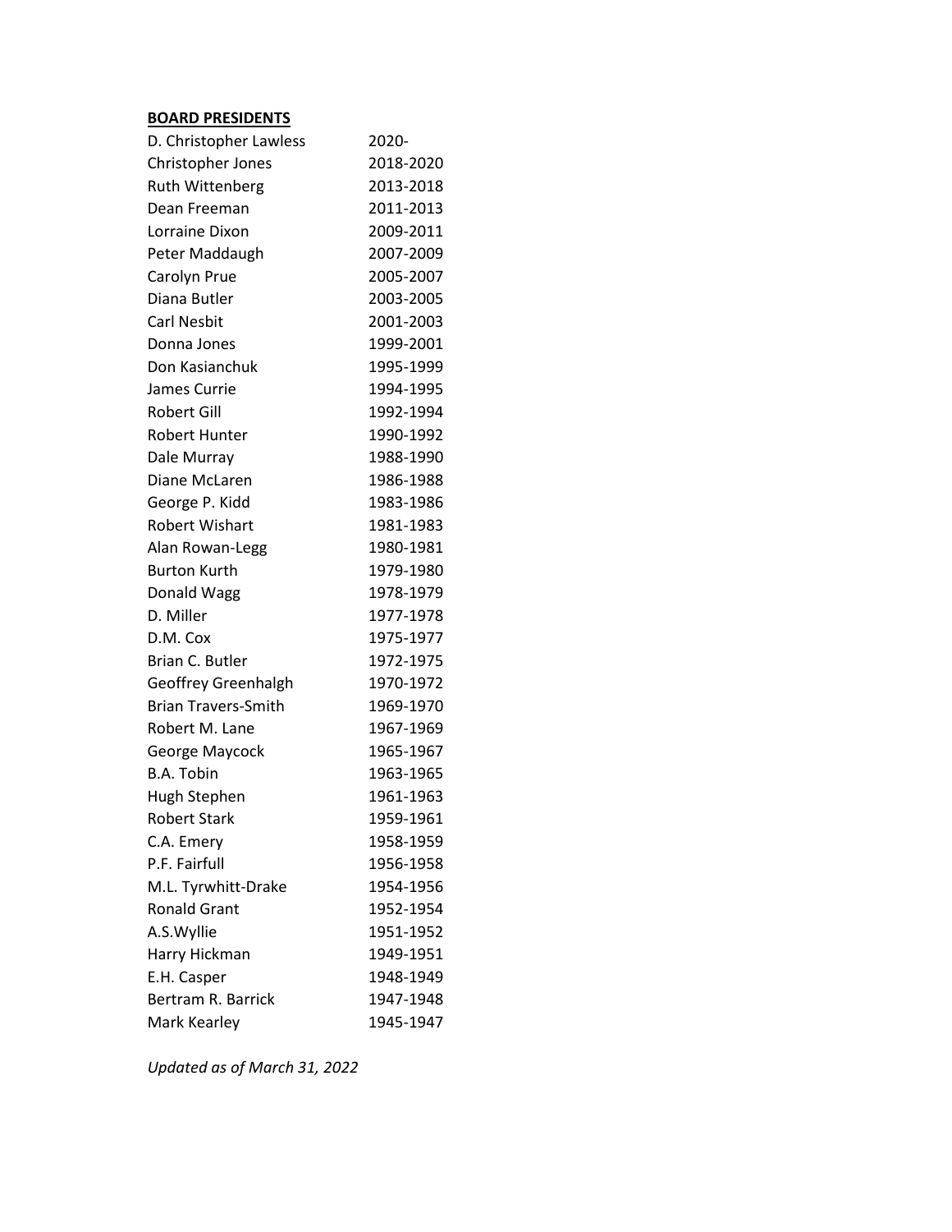**BOARD PRESIDENTS**

| | |
|---|---|
| D. Christopher Lawless | 2020- |
| Christopher Jones | 2018-2020 |
| Ruth Wittenberg | 2013-2018 |
| Dean Freeman | 2011-2013 |
| Lorraine Dixon | 2009-2011 |
| Peter Maddaugh | 2007-2009 |
| Carolyn Prue | 2005-2007 |
| Diana Butler | 2003-2005 |
| Carl Nesbit | 2001-2003 |
| Donna Jones | 1999-2001 |
| Don Kasianchuk | 1995-1999 |
| James Currie | 1994-1995 |
| Robert Gill | 1992-1994 |
| Robert Hunter | 1990-1992 |
| Dale Murray | 1988-1990 |
| Diane McLaren | 1986-1988 |
| George P. Kidd | 1983-1986 |
| Robert Wishart | 1981-1983 |
| Alan Rowan-Legg | 1980-1981 |
| Burton Kurth | 1979-1980 |
| Donald Wagg | 1978-1979 |
| D. Miller | 1977-1978 |
| D.M. Cox | 1975-1977 |
| Brian C. Butler | 1972-1975 |
| Geoffrey Greenhalgh | 1970-1972 |
| Brian Travers-Smith | 1969-1970 |
| Robert M. Lane | 1967-1969 |
| George Maycock | 1965-1967 |
| B.A. Tobin | 1963-1965 |
| Hugh Stephen | 1961-1963 |
| Robert Stark | 1959-1961 |
| C.A. Emery | 1958-1959 |
| P.F. Fairfull | 1956-1958 |
| M.L. Tyrwhitt-Drake | 1954-1956 |
| Ronald Grant | 1952-1954 |
| A.S.Wyllie | 1951-1952 |
| Harry Hickman | 1949-1951 |
| E.H. Casper | 1948-1949 |
| Bertram R. Barrick | 1947-1948 |
| Mark Kearley | 1945-1947 |

*Updated as of March 31, 2022*